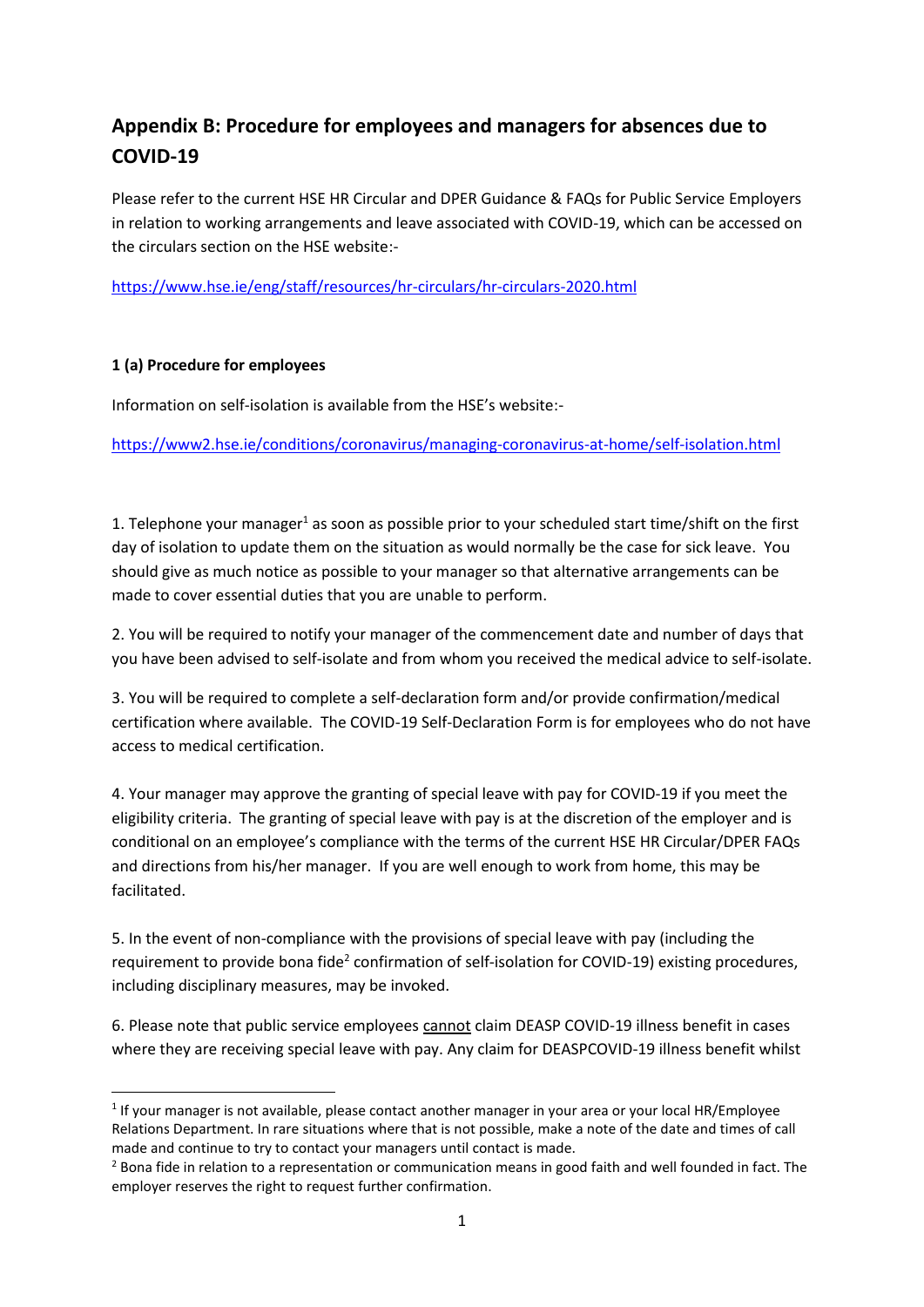## Appendix B: Procedure for employees and managers for absences due to COVID-19

Please refer to the current HSE HR Circular and DPER Guidance & FAQs for Public Service Employers in relation to working arrangements and leave associated with COVID-19, which can be accessed on the circulars section on the HSE website:-

https://www.hse.ie/eng/staff/resources/hr-circulars/hr-circulars-2020.html

### 1 (a) Procedure for employees

Information on self-isolation is available from the HSE's website:-

https://www2.hse.ie/conditions/coronavirus/managing-coronavirus-at-home/self-isolation.html

1. Telephone your manager[1] as soon as possible prior to your scheduled start time/shift on the first day of isolation to update them on the situation as would normally be the case for sick leave. You should give as much notice as possible to your manager so that alternative arrangements can be made to cover essential duties that you are unable to perform.

2. You will be required to notify your manager of the commencement date and number of days that you have been advised to self-isolate and from whom you received the medical advice to self-isolate.

3. You will be required to complete a self-declaration form and/or provide confirmation/medical certification where available. The COVID-19 Self-Declaration Form is for employees who do not have access to medical certification.

4. Your manager may approve the granting of special leave with pay for COVID-19 if you meet the eligibility criteria. The granting of special leave with pay is at the discretion of the employer and is conditional on an employee's compliance with the terms of the current HSE HR Circular/DPER FAQs and directions from his/her manager. If you are well enough to work from home, this may be facilitated.

5. In the event of non-compliance with the provisions of special leave with pay (including the requirement to provide bona fide[2] confirmation of self-isolation for COVID-19) existing procedures, including disciplinary measures, may be invoked.

6. Please note that public service employees <u>cannot</u> claim DEASP COVID-19 illness benefit in cases where they are receiving special leave with pay. Any claim for DEASPCOVID-19 illness benefit whilst

---

[1] If your manager is not available, please contact another manager in your area or your local HR/Employee Relations Department. In rare situations where that is not possible, make a note of the date and times of call made and continue to try to contact your managers until contact is made.

[2] Bona fide in relation to a representation or communication means in good faith and well founded in fact. The employer reserves the right to request further confirmation.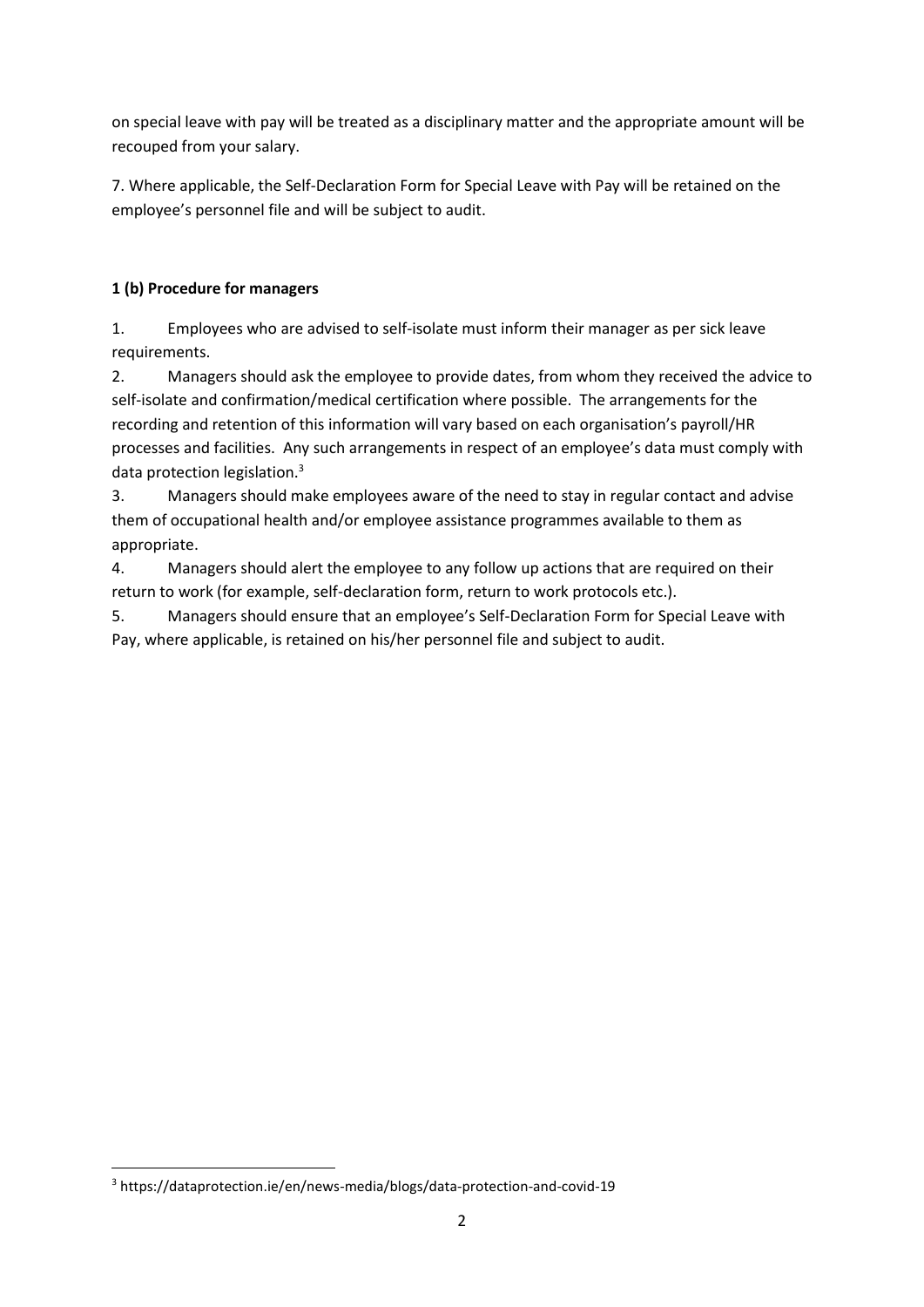on special leave with pay will be treated as a disciplinary matter and the appropriate amount will be recouped from your salary.

7. Where applicable, the Self-Declaration Form for Special Leave with Pay will be retained on the employee's personnel file and will be subject to audit.

**1 (b) Procedure for managers**

1. Employees who are advised to self-isolate must inform their manager as per sick leave requirements.
2. Managers should ask the employee to provide dates, from whom they received the advice to self-isolate and confirmation/medical certification where possible. The arrangements for the recording and retention of this information will vary based on each organisation's payroll/HR processes and facilities. Any such arrangements in respect of an employee's data must comply with data protection legislation.[3]
3. Managers should make employees aware of the need to stay in regular contact and advise them of occupational health and/or employee assistance programmes available to them as appropriate.
4. Managers should alert the employee to any follow up actions that are required on their return to work (for example, self-declaration form, return to work protocols etc.).
5. Managers should ensure that an employee's Self-Declaration Form for Special Leave with Pay, where applicable, is retained on his/her personnel file and subject to audit.

[3] https://dataprotection.ie/en/news-media/blogs/data-protection-and-covid-19